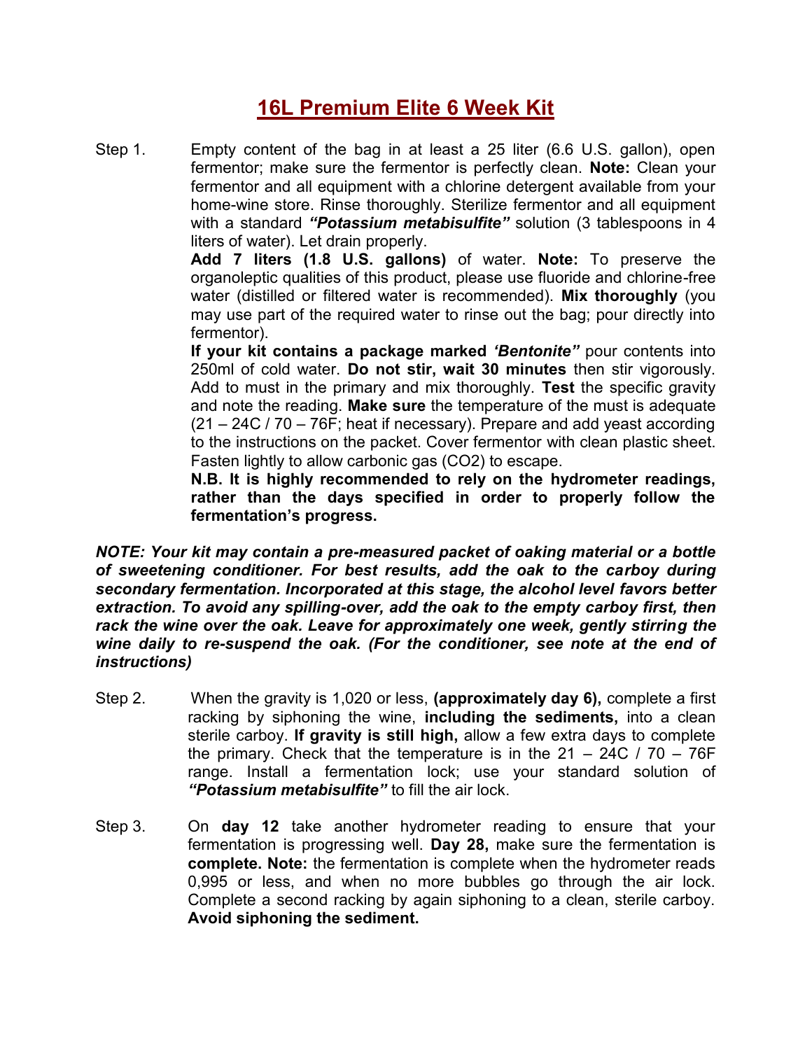# 16L Premium Elite 6 Week Kit

Step 1. Empty content of the bag in at least a 25 liter (6.6 U.S. gallon), open fermentor; make sure the fermentor is perfectly clean. **Note:** Clean your fermentor and all equipment with a chlorine detergent available from your home-wine store. Rinse thoroughly. Sterilize fermentor and all equipment with a standard ***"Potassium metabisulfite"*** solution (3 tablespoons in 4 liters of water). Let drain properly.

**Add 7 liters (1.8 U.S. gallons)** of water. **Note:** To preserve the organoleptic qualities of this product, please use fluoride and chlorine-free water (distilled or filtered water is recommended). **Mix thoroughly** (you may use part of the required water to rinse out the bag; pour directly into fermentor).

**If your kit contains a package marked *'Bentonite"*** pour contents into 250ml of cold water. **Do not stir, wait 30 minutes** then stir vigorously. Add to must in the primary and mix thoroughly. **Test** the specific gravity and note the reading. **Make sure** the temperature of the must is adequate (21 – 24C / 70 – 76F; heat if necessary). Prepare and add yeast according to the instructions on the packet. Cover fermentor with clean plastic sheet. Fasten lightly to allow carbonic gas ($CO_2$) to escape.

**N.B. It is highly recommended to rely on the hydrometer readings, rather than the days specified in order to properly follow the fermentation's progress.**

***NOTE: Your kit may contain a pre-measured packet of oaking material or a bottle of sweetening conditioner. For best results, add the oak to the carboy during secondary fermentation. Incorporated at this stage, the alcohol level favors better extraction. To avoid any spilling-over, add the oak to the empty carboy first, then rack the wine over the oak. Leave for approximately one week, gently stirring the wine daily to re-suspend the oak. (For the conditioner, see note at the end of instructions)***

Step 2. When the gravity is 1,020 or less, **(approximately day 6),** complete a first racking by siphoning the wine, **including the sediments,** into a clean sterile carboy. **If gravity is still high,** allow a few extra days to complete the primary. Check that the temperature is in the 21 – 24C / 70 – 76F range. Install a fermentation lock; use your standard solution of ***"Potassium metabisulfite"*** to fill the air lock.

Step 3. On **day 12** take another hydrometer reading to ensure that your fermentation is progressing well. **Day 28,** make sure the fermentation is **complete. Note:** the fermentation is complete when the hydrometer reads 0,995 or less, and when no more bubbles go through the air lock. Complete a second racking by again siphoning to a clean, sterile carboy. **Avoid siphoning the sediment.**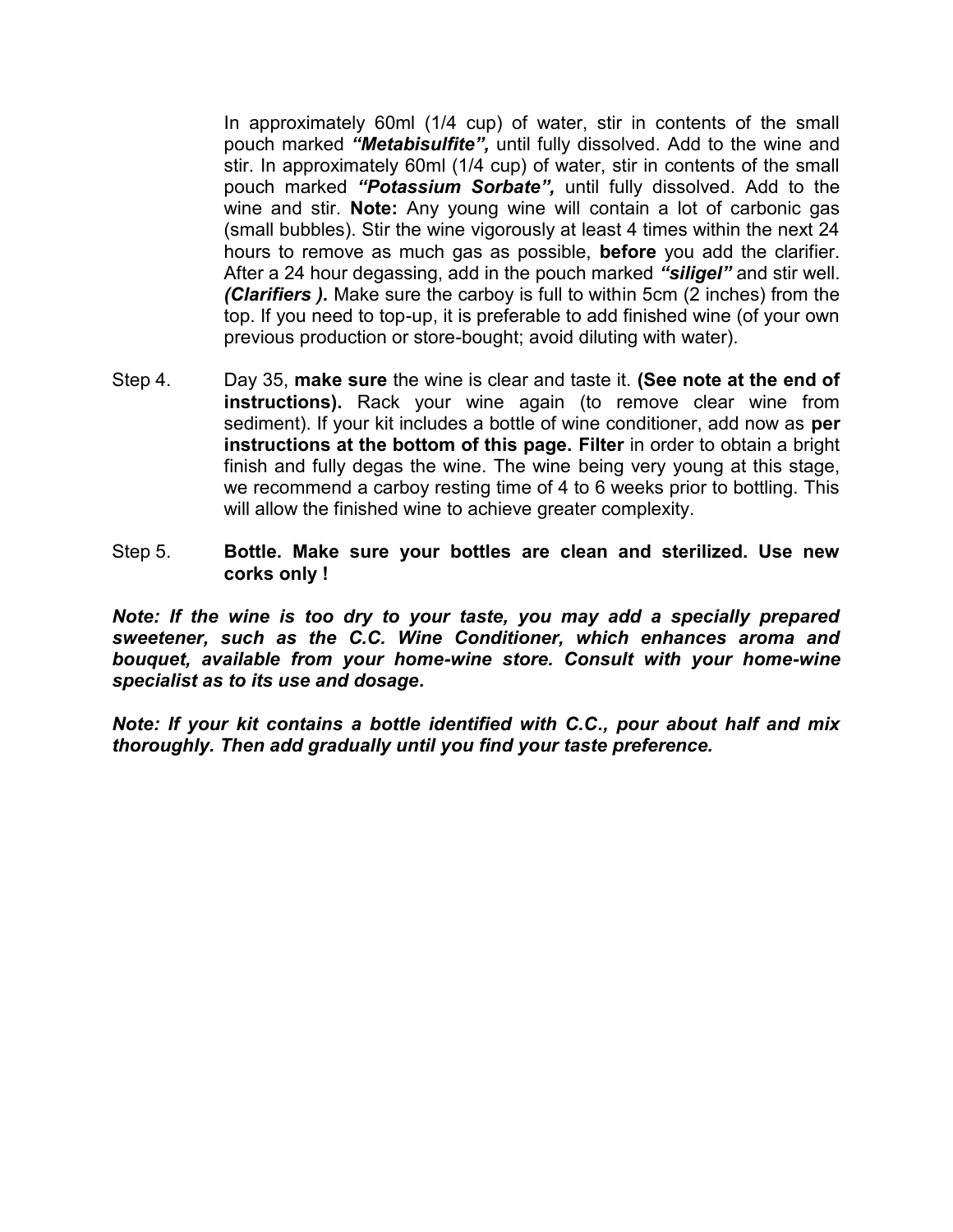In approximately 60ml (1/4 cup) of water, stir in contents of the small pouch marked ***"Metabisulfite",*** until fully dissolved. Add to the wine and stir. In approximately 60ml (1/4 cup) of water, stir in contents of the small pouch marked ***"Potassium Sorbate",*** until fully dissolved. Add to the wine and stir. **Note:** Any young wine will contain a lot of carbonic gas (small bubbles). Stir the wine vigorously at least 4 times within the next 24 hours to remove as much gas as possible, **before** you add the clarifier. After a 24 hour degassing, add in the pouch marked ***"siligel"*** and stir well. ***(Clarifiers ).*** Make sure the carboy is full to within 5cm (2 inches) from the top. If you need to top-up, it is preferable to add finished wine (of your own previous production or store-bought; avoid diluting with water).

Step 4. Day 35, **make sure** the wine is clear and taste it. **(See note at the end of instructions).** Rack your wine again (to remove clear wine from sediment). If your kit includes a bottle of wine conditioner, add now as **per instructions at the bottom of this page. Filter** in order to obtain a bright finish and fully degas the wine. The wine being very young at this stage, we recommend a carboy resting time of 4 to 6 weeks prior to bottling. This will allow the finished wine to achieve greater complexity.

Step 5. **Bottle. Make sure your bottles are clean and sterilized. Use new corks only !**

***Note: If the wine is too dry to your taste, you may add a specially prepared sweetener, such as the C.C. Wine Conditioner, which enhances aroma and bouquet, available from your home-wine store. Consult with your home-wine specialist as to its use and dosage.***

***Note: If your kit contains a bottle identified with C.C., pour about half and mix thoroughly. Then add gradually until you find your taste preference.***